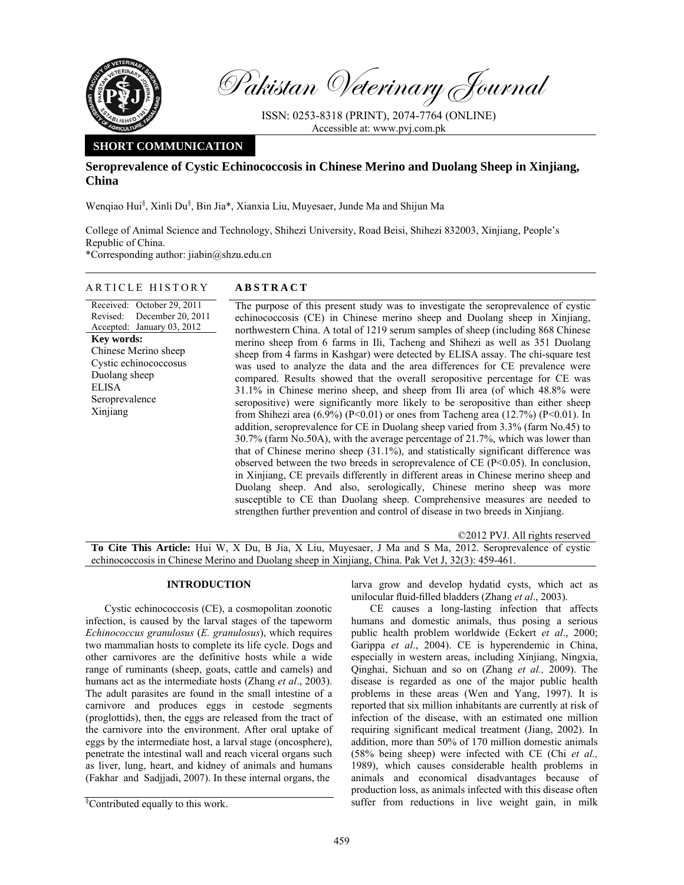# Pakistan Veterinary Journal

ISSN: 0253-8318 (PRINT), 2074-7764 (ONLINE)
Accessible at: www.pvj.com.pk

**SHORT COMMUNICATION**

## Seroprevalence of Cystic Echinococcosis in Chinese Merino and Duolang Sheep in Xinjiang, China

Wenqiao Hui[§], Xinli Du[§], Bin Jia*, Xianxia Liu, Muyesaer, Junde Ma and Shijun Ma

College of Animal Science and Technology, Shihezi University, Road Beisi, Shihezi 832003, Xinjiang, People's Republic of China.
*Corresponding author: jiabin@shzu.edu.cn

**ARTICLE HISTORY**

Received: October 29, 2011
Revised: December 20, 2011
Accepted: January 03, 2012

**Key words:**
Chinese Merino sheep
Cystic echinococcosus
Duolang sheep
ELISA
Seroprevalence
Xinjiang

**ABSTRACT**

The purpose of this present study was to investigate the seroprevalence of cystic echinococcosis (CE) in Chinese merino sheep and Duolang sheep in Xinjiang, northwestern China. A total of 1219 serum samples of sheep (including 868 Chinese merino sheep from 6 farms in Ili, Tacheng and Shihezi as well as 351 Duolang sheep from 4 farms in Kashgar) were detected by ELISA assay. The chi-square test was used to analyze the data and the area differences for CE prevalence were compared. Results showed that the overall seropositive percentage for CE was 31.1% in Chinese merino sheep, and sheep from Ili area (of which 48.8% were seropositive) were significantly more likely to be seropositive than either sheep from Shihezi area (6.9%) ($P<0.01$) or ones from Tacheng area (12.7%) ($P<0.01$). In addition, seroprevalence for CE in Duolang sheep varied from 3.3% (farm No.45) to 30.7% (farm No.50A), with the average percentage of 21.7%, which was lower than that of Chinese merino sheep (31.1%), and statistically significant difference was observed between the two breeds in seroprevalence of CE ($P<0.05$). In conclusion, in Xinjiang, CE prevails differently in different areas in Chinese merino sheep and Duolang sheep. And also, serologically, Chinese merino sheep was more susceptible to CE than Duolang sheep. Comprehensive measures are needed to strengthen further prevention and control of disease in two breeds in Xinjiang.

©2012 PVJ. All rights reserved

**To Cite This Article:** Hui W, X Du, B Jia, X Liu, Muyesaer, J Ma and S Ma, 2012. Seroprevalence of cystic echinococcosis in Chinese Merino and Duolang sheep in Xinjiang, China. Pak Vet J, 32(3): 459-461.

## INTRODUCTION

Cystic echinococcosis (CE), a cosmopolitan zoonotic infection, is caused by the larval stages of the tapeworm *Echinococcus granulosus* (*E. granulosus*), which requires two mammalian hosts to complete its life cycle. Dogs and other carnivores are the definitive hosts while a wide range of ruminants (sheep, goats, cattle and camels) and humans act as the intermediate hosts (Zhang *et al*., 2003). The adult parasites are found in the small intestine of a carnivore and produces eggs in cestode segments (proglottids), then, the eggs are released from the tract of the carnivore into the environment. After oral uptake of eggs by the intermediate host, a larval stage (oncosphere), penetrate the intestinal wall and reach viceral organs such as liver, lung, heart, and kidney of animals and humans (Fakhar and Sadjjadi, 2007). In these internal organs, the larva grow and develop hydatid cysts, which act as unilocular fluid-filled bladders (Zhang *et al*., 2003).

CE causes a long-lasting infection that affects humans and domestic animals, thus posing a serious public health problem worldwide (Eckert *et al*., 2000; Garippa *et al*., 2004). CE is hyperendemic in China, especially in western areas, including Xinjiang, Ningxia, Qinghai, Sichuan and so on (Zhang *et al.,* 2009). The disease is regarded as one of the major public health problems in these areas (Wen and Yang, 1997). It is reported that six million inhabitants are currently at risk of infection of the disease, with an estimated one million requiring significant medical treatment (Jiang, 2002). In addition, more than 50% of 170 million domestic animals (58% being sheep) were infected with CE (Chi *et al.,* 1989), which causes considerable health problems in animals and economical disadvantages because of production loss, as animals infected with this disease often suffer from reductions in live weight gain, in milk

[§]Contributed equally to this work.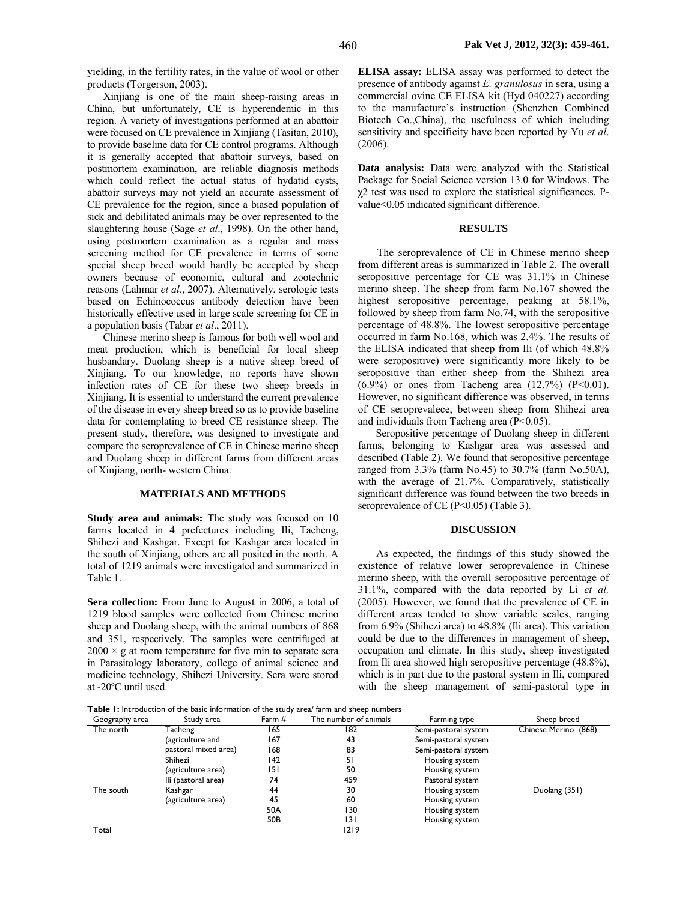yielding, in the fertility rates, in the value of wool or other products (Torgerson, 2003).

Xinjiang is one of the main sheep-raising areas in China, but unfortunately, CE is hyperendemic in this region. A variety of investigations performed at an abattoir were focused on CE prevalence in Xinjiang (Tasitan, 2010), to provide baseline data for CE control programs. Although it is generally accepted that abattoir surveys, based on postmortem examination, are reliable diagnosis methods which could reflect the actual status of hydatid cysts, abattoir surveys may not yield an accurate assessment of CE prevalence for the region, since a biased population of sick and debilitated animals may be over represented to the slaughtering house (Sage *et al*., 1998). On the other hand, using postmortem examination as a regular and mass screening method for CE prevalence in terms of some special sheep breed would hardly be accepted by sheep owners because of economic, cultural and zootechnic reasons (Lahmar *et al*., 2007). Alternatively, serologic tests based on Echinococcus antibody detection have been historically effective used in large scale screening for CE in a population basis (Tabar *et al*., 2011).

Chinese merino sheep is famous for both well wool and meat production, which is beneficial for local sheep husbandary. Duolang sheep is a native sheep breed of Xinjiang. To our knowledge, no reports have shown infection rates of CE for these two sheep breeds in Xinjiang. It is essential to understand the current prevalence of the disease in every sheep breed so as to provide baseline data for contemplating to breed CE resistance sheep. The present study, therefore, was designed to investigate and compare the seroprevalence of CE in Chinese merino sheep and Duolang sheep in different farms from different areas of Xinjiang, north- western China.

## MATERIALS AND METHODS

**Study area and animals:** The study was focused on 10 farms located in 4 prefectures including Ili, Tacheng, Shihezi and Kashgar. Except for Kashgar area located in the south of Xinjiang, others are all posited in the north. A total of 1219 animals were investigated and summarized in Table 1.

**Sera collection:** From June to August in 2006, a total of 1219 blood samples were collected from Chinese merino sheep and Duolang sheep, with the animal numbers of 868 and 351, respectively. The samples were centrifuged at $2000 \times g$ at room temperature for five min to separate sera in Parasitology laboratory, college of animal science and medicine technology, Shihezi University. Sera were stored at -20ºC until used.

**ELISA assay:** ELISA assay was performed to detect the presence of antibody against *E. granulosus* in sera, using a commercial ovine CE ELISA kit (Hyd 040227) according to the manufacture's instruction (Shenzhen Combined Biotech Co.,China), the usefulness of which including sensitivity and specificity have been reported by Yu *et al*. (2006).

**Data analysis:** Data were analyzed with the Statistical Package for Social Science version 13.0 for Windows. The $\chi 2$ test was used to explore the statistical significances. P-value<0.05 indicated significant difference.

## RESULTS

The seroprevalence of CE in Chinese merino sheep from different areas is summarized in Table 2. The overall seropositive percentage for CE was 31.1% in Chinese merino sheep. The sheep from farm No.167 showed the highest seropositive percentage, peaking at 58.1%, followed by sheep from farm No.74, with the seropositive percentage of 48.8%. The lowest seropositive percentage occurred in farm No.168, which was 2.4%. The results of the ELISA indicated that sheep from Ili (of which 48.8% were seropositive) were significantly more likely to be seropositive than either sheep from the Shihezi area (6.9%) or ones from Tacheng area (12.7%) (P<0.01). However, no significant difference was observed, in terms of CE seroprevalece, between sheep from Shihezi area and individuals from Tacheng area (P<0.05).

Seropositive percentage of Duolang sheep in different farms, belonging to Kashgar area was assessed and described (Table 2). We found that seropositive percentage ranged from 3.3% (farm No.45) to 30.7% (farm No.50A), with the average of 21.7%. Comparatively, statistically significant difference was found between the two breeds in seroprevalence of CE (P<0.05) (Table 3).

## DISCUSSION

As expected, the findings of this study showed the existence of relative lower seroprevalence in Chinese merino sheep, with the overall seropositive percentage of 31.1%, compared with the data reported by Li *et al.* (2005). However, we found that the prevalence of CE in different areas tended to show variable scales, ranging from 6.9% (Shihezi area) to 48.8% (Ili area). This variation could be due to the differences in management of sheep, occupation and climate. In this study, sheep investigated from Ili area showed high seropositive percentage (48.8%), which is in part due to the pastoral system in Ili, compared with the sheep management of semi-pastoral type in

**Table 1:** Introduction of the basic information of the study area/ farm and sheep numbers

| Geography area | Study area | Farm # | The number of animals | Farming type | Sheep breed |
|---|---|---|---|---|---|
| The north | Tacheng | 165 | 182 | Semi-pastoral system | Chinese Merino (868) |
| | (agriculture and | 167 | 43 | Semi-pastoral system | |
| | pastoral mixed area) | 168 | 83 | Semi-pastoral system | |
| | Shihezi | 142 | 51 | Housing system | |
| | (agriculture area) | 151 | 50 | Housing system | |
| | Ili (pastoral area) | 74 | 459 | Pastoral system | |
| The south | Kashgar | 44 | 30 | Housing system | Duolang (351) |
| | (agriculture area) | 45 | 60 | Housing system | |
| | | 50A | 130 | Housing system | |
| | | 50B | 131 | Housing system | |
| Total | | | 1219 | | |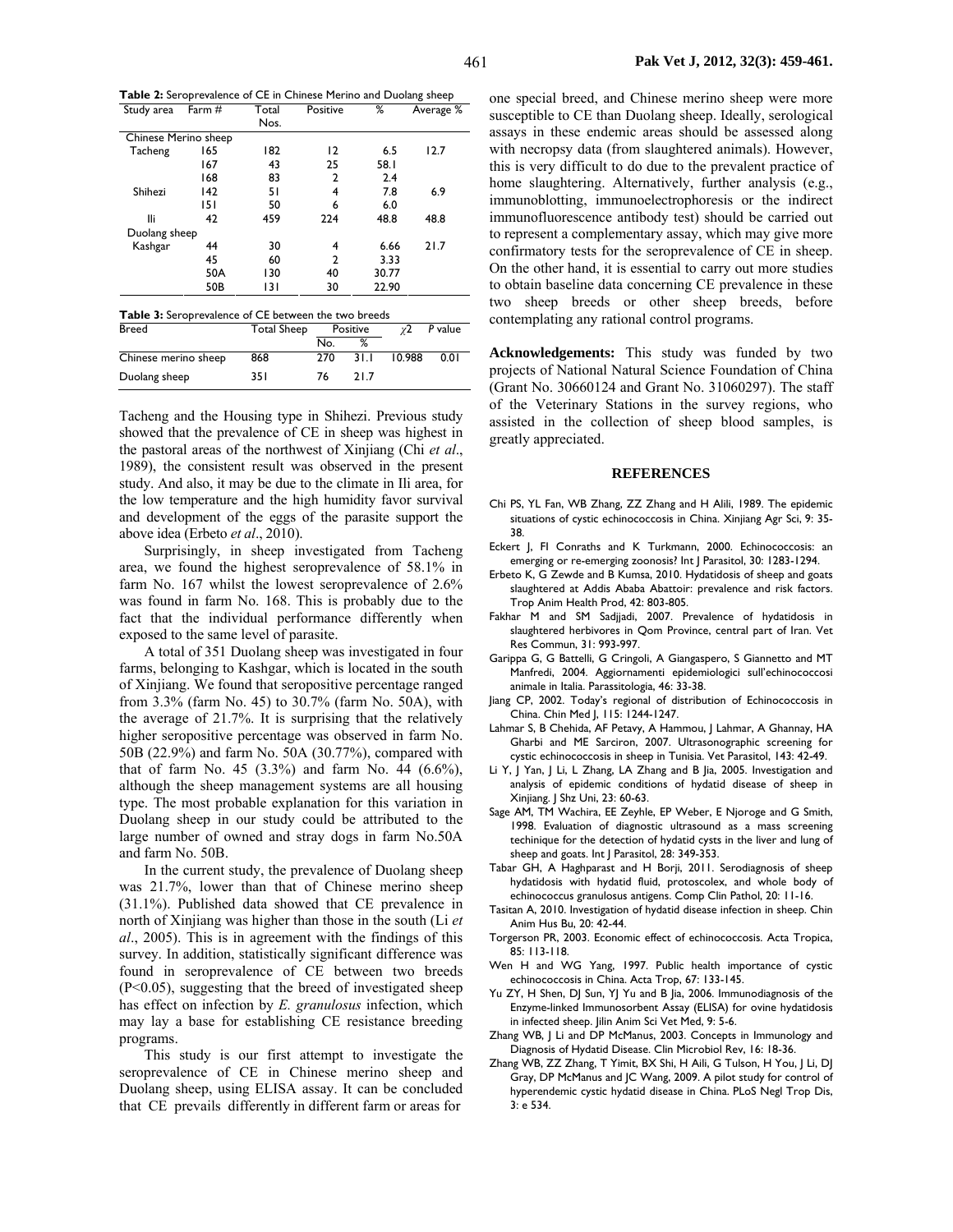**Table 2:** Seroprevalence of CE in Chinese Merino and Duolang sheep

| Study area | Farm # | Total Nos. | Positive | % | Average % |
|---|---|---|---|---|---|
| Chinese Merino sheep | | | | | |
| Tacheng | 165 | 182 | 12 | 6.5 | 12.7 |
| | 167 | 43 | 25 | 58.1 | |
| | 168 | 83 | 2 | 2.4 | |
| Shihezi | 142 | 51 | 4 | 7.8 | 6.9 |
| | 151 | 50 | 6 | 6.0 | |
| Ili | 42 | 459 | 224 | 48.8 | 48.8 |
| Duolang sheep | | | | | |
| Kashgar | 44 | 30 | 4 | 6.66 | 21.7 |
| | 45 | 60 | 2 | 3.33 | |
| | 50A | 130 | 40 | 30.77 | |
| | 50B | 131 | 30 | 22.90 | |

**Table 3:** Seroprevalence of CE between the two breeds

| Breed | Total Sheep | Positive | | $\chi 2$ | *P* value |
|---|---|---|---|---|---|
| | | No. | % | | |
| Chinese merino sheep | 868 | 270 | 31.1 | 10.988 | 0.01 |
| Duolang sheep | 351 | 76 | 21.7 | | |

Tacheng and the Housing type in Shihezi. Previous study showed that the prevalence of CE in sheep was highest in the pastoral areas of the northwest of Xinjiang (Chi *et al*., 1989), the consistent result was observed in the present study. And also, it may be due to the climate in Ili area, for the low temperature and the high humidity favor survival and development of the eggs of the parasite support the above idea (Erbeto *et al*., 2010).

Surprisingly, in sheep investigated from Tacheng area, we found the highest seroprevalence of 58.1% in farm No. 167 whilst the lowest seroprevalence of 2.6% was found in farm No. 168. This is probably due to the fact that the individual performance differently when exposed to the same level of parasite.

A total of 351 Duolang sheep was investigated in four farms, belonging to Kashgar, which is located in the south of Xinjiang. We found that seropositive percentage ranged from 3.3% (farm No. 45) to 30.7% (farm No. 50A), with the average of 21.7%. It is surprising that the relatively higher seropositive percentage was observed in farm No. 50B (22.9%) and farm No. 50A (30.77%), compared with that of farm No. 45 (3.3%) and farm No. 44 (6.6%), although the sheep management systems are all housing type. The most probable explanation for this variation in Duolang sheep in our study could be attributed to the large number of owned and stray dogs in farm No.50A and farm No. 50B.

In the current study, the prevalence of Duolang sheep was 21.7%, lower than that of Chinese merino sheep (31.1%). Published data showed that CE prevalence in north of Xinjiang was higher than those in the south (Li *et al*., 2005). This is in agreement with the findings of this survey. In addition, statistically significant difference was found in seroprevalence of CE between two breeds ($P<0.05$), suggesting that the breed of investigated sheep has effect on infection by *E. granulosus* infection, which may lay a base for establishing CE resistance breeding programs.

This study is our first attempt to investigate the seroprevalence of CE in Chinese merino sheep and Duolang sheep, using ELISA assay. It can be concluded that CE prevails differently in different farm or areas for one special breed, and Chinese merino sheep were more susceptible to CE than Duolang sheep. Ideally, serological assays in these endemic areas should be assessed along with necropsy data (from slaughtered animals). However, this is very difficult to do due to the prevalent practice of home slaughtering. Alternatively, further analysis (e.g., immunoblotting, immunoelectrophoresis or the indirect immunofluorescence antibody test) should be carried out to represent a complementary assay, which may give more confirmatory tests for the seroprevalence of CE in sheep. On the other hand, it is essential to carry out more studies to obtain baseline data concerning CE prevalence in these two sheep breeds or other sheep breeds, before contemplating any rational control programs.

**Acknowledgements:** This study was funded by two projects of National Natural Science Foundation of China (Grant No. 30660124 and Grant No. 31060297). The staff of the Veterinary Stations in the survey regions, who assisted in the collection of sheep blood samples, is greatly appreciated.

## REFERENCES

Chi PS, YL Fan, WB Zhang, ZZ Zhang and H Alili, 1989. The epidemic situations of cystic echinococcosis in China. Xinjiang Agr Sci, 9: 35-38.

Eckert J, FI Conraths and K Turkmann, 2000. Echinococcosis: an emerging or re-emerging zoonosis? Int J Parasitol, 30: 1283-1294.

Erbeto K, G Zewde and B Kumsa, 2010. Hydatidosis of sheep and goats slaughtered at Addis Ababa Abattoir: prevalence and risk factors. Trop Anim Health Prod, 42: 803-805.

Fakhar M and SM Sadjjadi, 2007. Prevalence of hydatidosis in slaughtered herbivores in Qom Province, central part of Iran. Vet Res Commun, 31: 993-997.

Garippa G, G Battelli, G Cringoli, A Giangaspero, S Giannetto and MT Manfredi, 2004. Aggiornamenti epidemiologici sull'echinococcosi animale in Italia. Parassitologia, 46: 33-38.

Jiang CP, 2002. Today's regional of distribution of Echinococcosis in China. Chin Med J, 115: 1244-1247.

Lahmar S, B Chehida, AF Petavy, A Hammou, J Lahmar, A Ghannay, HA Gharbi and ME Sarciron, 2007. Ultrasonographic screening for cystic echinococcosis in sheep in Tunisia. Vet Parasitol, 143: 42-49.

Li Y, J Yan, J Li, L Zhang, LA Zhang and B Jia, 2005. Investigation and analysis of epidemic conditions of hydatid disease of sheep in Xinjiang. J Shz Uni, 23: 60-63.

Sage AM, TM Wachira, EE Zeyhle, EP Weber, E Njoroge and G Smith, 1998. Evaluation of diagnostic ultrasound as a mass screening techinique for the detection of hydatid cysts in the liver and lung of sheep and goats. Int J Parasitol, 28: 349-353.

Tabar GH, A Haghparast and H Borji, 2011. Serodiagnosis of sheep hydatidosis with hydatid fluid, protoscolex, and whole body of echinococcus granulosus antigens. Comp Clin Pathol, 20: 11-16.

Tasitan A, 2010. Investigation of hydatid disease infection in sheep. Chin Anim Hus Bu, 20: 42-44.

Torgerson PR, 2003. Economic effect of echinococcosis. Acta Tropica, 85: 113-118.

Wen H and WG Yang, 1997. Public health importance of cystic echinococcosis in China. Acta Trop, 67: 133-145.

Yu ZY, H Shen, DJ Sun, YJ Yu and B Jia, 2006. Immunodiagnosis of the Enzyme-linked Immunosorbent Assay (ELISA) for ovine hydatidosis in infected sheep. Jilin Anim Sci Vet Med, 9: 5-6.

Zhang WB, J Li and DP McManus, 2003. Concepts in Immunology and Diagnosis of Hydatid Disease. Clin Microbiol Rev, 16: 18-36.

Zhang WB, ZZ Zhang, T Yimit, BX Shi, H Aili, G Tulson, H You, J Li, DJ Gray, DP McManus and JC Wang, 2009. A pilot study for control of hyperendemic cystic hydatid disease in China. PLoS Negl Trop Dis, 3: e 534.